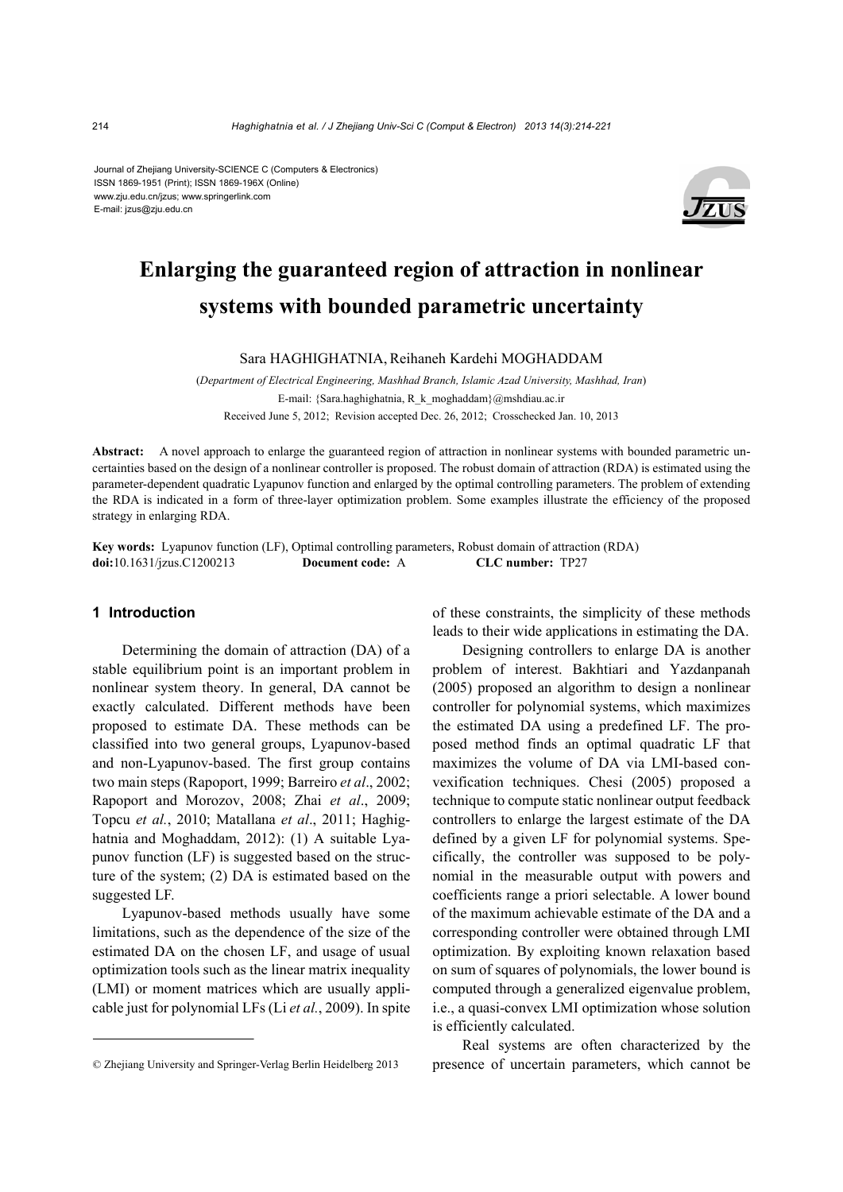Journal of Zhejiang University-SCIENCE C (Computers & Electronics)
ISSN 1869-1951 (Print); ISSN 1869-196X (Online)
www.zju.edu.cn/jzus; www.springerlink.com
E-mail: jzus@zju.edu.cn

# Enlarging the guaranteed region of attraction in nonlinear systems with bounded parametric uncertainty

Sara HAGHIGHATNIA, Reihaneh Kardehi MOGHADDAM

(*Department of Electrical Engineering, Mashhad Branch, Islamic Azad University, Mashhad, Iran*)

E-mail: {Sara.haghighatnia, R_k_moghaddam}@mshdiau.ac.ir

Received June 5, 2012; Revision accepted Dec. 26, 2012; Crosschecked Jan. 10, 2013

**Abstract:** A novel approach to enlarge the guaranteed region of attraction in nonlinear systems with bounded parametric uncertainties based on the design of a nonlinear controller is proposed. The robust domain of attraction (RDA) is estimated using the parameter-dependent quadratic Lyapunov function and enlarged by the optimal controlling parameters. The problem of extending the RDA is indicated in a form of three-layer optimization problem. Some examples illustrate the efficiency of the proposed strategy in enlarging RDA.

**Key words:** Lyapunov function (LF), Optimal controlling parameters, Robust domain of attraction (RDA)
**doi:**10.1631/jzus.C1200213 **Document code:** A **CLC number:** TP27

## 1 Introduction

Determining the domain of attraction (DA) of a stable equilibrium point is an important problem in nonlinear system theory. In general, DA cannot be exactly calculated. Different methods have been proposed to estimate DA. These methods can be classified into two general groups, Lyapunov-based and non-Lyapunov-based. The first group contains two main steps (Rapoport, 1999; Barreiro *et al*., 2002; Rapoport and Morozov, 2008; Zhai *et al*., 2009; Topcu *et al.*, 2010; Matallana *et al*., 2011; Haghighatnia and Moghaddam, 2012): (1) A suitable Lyapunov function (LF) is suggested based on the structure of the system; (2) DA is estimated based on the suggested LF.

Lyapunov-based methods usually have some limitations, such as the dependence of the size of the estimated DA on the chosen LF, and usage of usual optimization tools such as the linear matrix inequality (LMI) or moment matrices which are usually applicable just for polynomial LFs (Li *et al.*, 2009). In spite of these constraints, the simplicity of these methods leads to their wide applications in estimating the DA.

Designing controllers to enlarge DA is another problem of interest. Bakhtiari and Yazdanpanah (2005) proposed an algorithm to design a nonlinear controller for polynomial systems, which maximizes the estimated DA using a predefined LF. The proposed method finds an optimal quadratic LF that maximizes the volume of DA via LMI-based convexification techniques. Chesi (2005) proposed a technique to compute static nonlinear output feedback controllers to enlarge the largest estimate of the DA defined by a given LF for polynomial systems. Specifically, the controller was supposed to be polynomial in the measurable output with powers and coefficients range a priori selectable. A lower bound of the maximum achievable estimate of the DA and a corresponding controller were obtained through LMI optimization. By exploiting known relaxation based on sum of squares of polynomials, the lower bound is computed through a generalized eigenvalue problem, i.e., a quasi-convex LMI optimization whose solution is efficiently calculated.

Real systems are often characterized by the presence of uncertain parameters, which cannot be

© Zhejiang University and Springer-Verlag Berlin Heidelberg 2013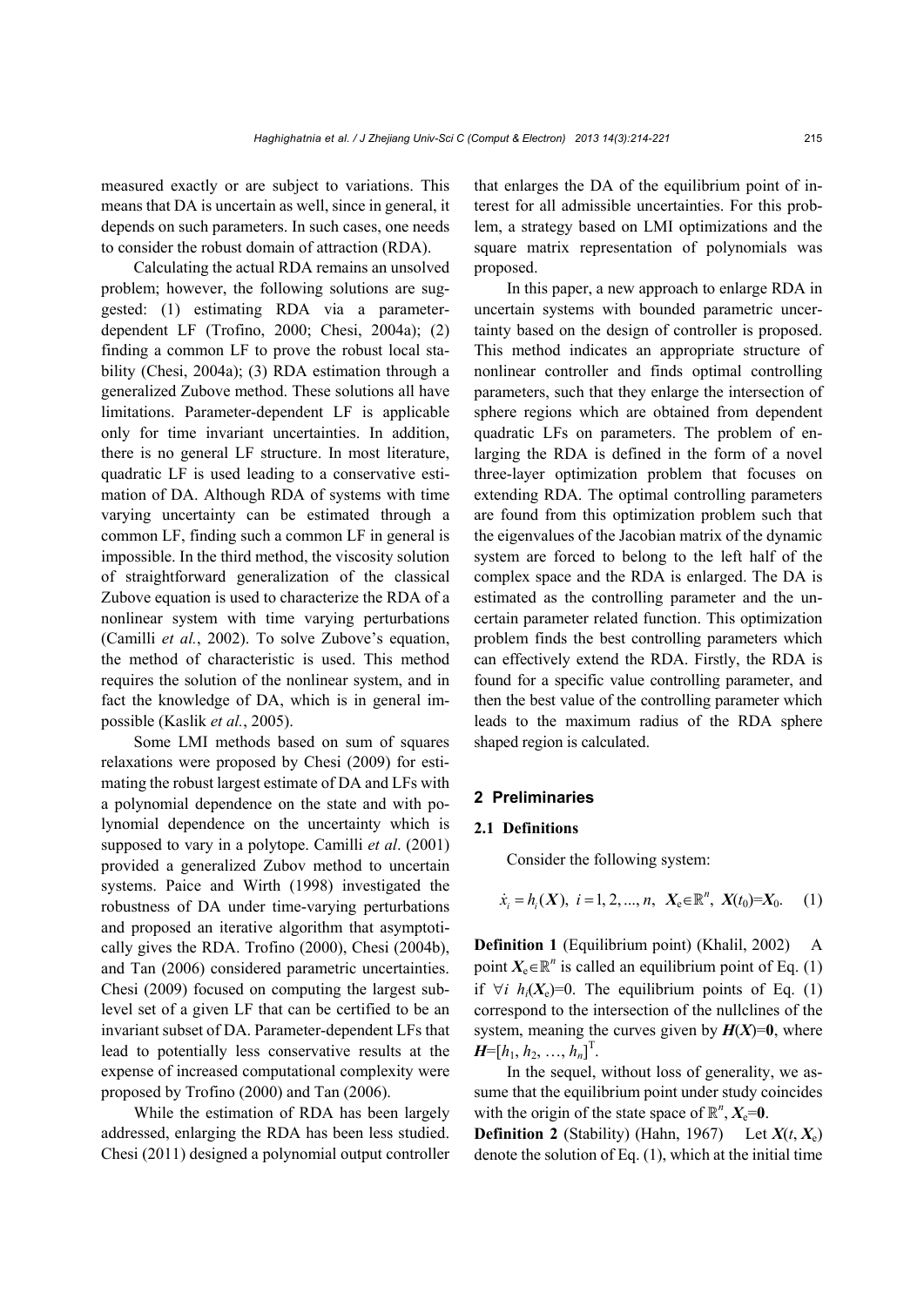measured exactly or are subject to variations. This means that DA is uncertain as well, since in general, it depends on such parameters. In such cases, one needs to consider the robust domain of attraction (RDA).

Calculating the actual RDA remains an unsolved problem; however, the following solutions are suggested: (1) estimating RDA via a parameter-dependent LF (Trofino, 2000; Chesi, 2004a); (2) finding a common LF to prove the robust local stability (Chesi, 2004a); (3) RDA estimation through a generalized Zubove method. These solutions all have limitations. Parameter-dependent LF is applicable only for time invariant uncertainties. In addition, there is no general LF structure. In most literature, quadratic LF is used leading to a conservative estimation of DA. Although RDA of systems with time varying uncertainty can be estimated through a common LF, finding such a common LF in general is impossible. In the third method, the viscosity solution of straightforward generalization of the classical Zubove equation is used to characterize the RDA of a nonlinear system with time varying perturbations (Camilli *et al.*, 2002). To solve Zubove's equation, the method of characteristic is used. This method requires the solution of the nonlinear system, and in fact the knowledge of DA, which is in general impossible (Kaslik *et al.*, 2005).

Some LMI methods based on sum of squares relaxations were proposed by Chesi (2009) for estimating the robust largest estimate of DA and LFs with a polynomial dependence on the state and with polynomial dependence on the uncertainty which is supposed to vary in a polytope. Camilli *et al*. (2001) provided a generalized Zubov method to uncertain systems. Paice and Wirth (1998) investigated the robustness of DA under time-varying perturbations and proposed an iterative algorithm that asymptotically gives the RDA. Trofino (2000), Chesi (2004b), and Tan (2006) considered parametric uncertainties. Chesi (2009) focused on computing the largest sublevel set of a given LF that can be certified to be an invariant subset of DA. Parameter-dependent LFs that lead to potentially less conservative results at the expense of increased computational complexity were proposed by Trofino (2000) and Tan (2006).

While the estimation of RDA has been largely addressed, enlarging the RDA has been less studied. Chesi (2011) designed a polynomial output controller that enlarges the DA of the equilibrium point of interest for all admissible uncertainties. For this problem, a strategy based on LMI optimizations and the square matrix representation of polynomials was proposed.

In this paper, a new approach to enlarge RDA in uncertain systems with bounded parametric uncertainty based on the design of controller is proposed. This method indicates an appropriate structure of nonlinear controller and finds optimal controlling parameters, such that they enlarge the intersection of sphere regions which are obtained from dependent quadratic LFs on parameters. The problem of enlarging the RDA is defined in the form of a novel three-layer optimization problem that focuses on extending RDA. The optimal controlling parameters are found from this optimization problem such that the eigenvalues of the Jacobian matrix of the dynamic system are forced to belong to the left half of the complex space and the RDA is enlarged. The DA is estimated as the controlling parameter and the uncertain parameter related function. This optimization problem finds the best controlling parameters which can effectively extend the RDA. Firstly, the RDA is found for a specific value controlling parameter, and then the best value of the controlling parameter which leads to the maximum radius of the RDA sphere shaped region is calculated.

## 2 Preliminaries

### 2.1 Definitions

Consider the following system:

$$\dot{x}_i = h_i(\boldsymbol{X}),\ i=1, 2, ..., n,\ \ \boldsymbol{X}_\mathrm{e}\in\mathbb{R}^n,\ \ \boldsymbol{X}(t_0)=\boldsymbol{X}_0. \quad (1)$$

**Definition 1** (Equilibrium point) (Khalil, 2002) A point $\boldsymbol{X}_\mathrm{e}\in\mathbb{R}^n$ is called an equilibrium point of Eq. (1) if $\forall i\ h_i(\boldsymbol{X}_\mathrm{e})=0$. The equilibrium points of Eq. (1) correspond to the intersection of the nullclines of the system, meaning the curves given by $\boldsymbol{H}(\boldsymbol{X})=\boldsymbol{0}$, where $\boldsymbol{H}=[h_1, h_2, \ldots, h_n]^\mathrm{T}$.

In the sequel, without loss of generality, we assume that the equilibrium point under study coincides with the origin of the state space of $\mathbb{R}^n$, $\boldsymbol{X}_\mathrm{e}=\boldsymbol{0}$.

**Definition 2** (Stability) (Hahn, 1967) Let $\boldsymbol{X}(t, \boldsymbol{X}_\mathrm{e})$ denote the solution of Eq. (1), which at the initial time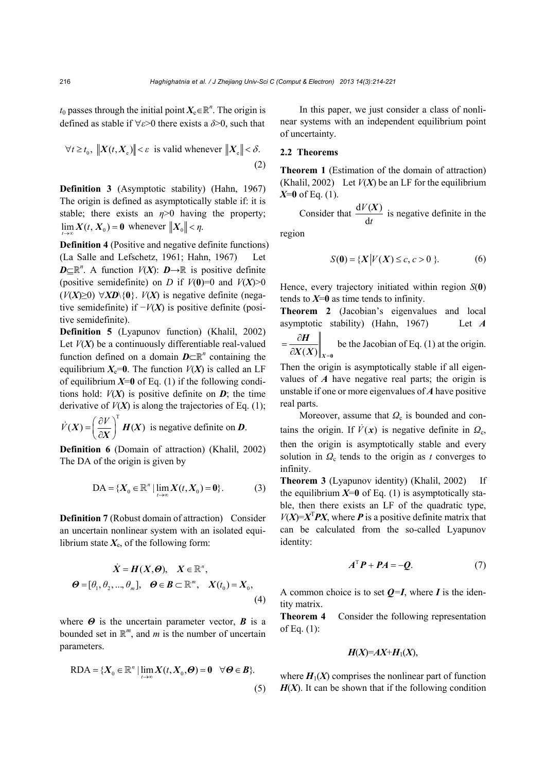$t_0$ passes through the initial point $\boldsymbol{X}_e \in \mathbb{R}^n$. The origin is defined as stable if $\forall \varepsilon > 0$ there exists a $\delta > 0$, such that

$$\forall t \geq t_0,\ \|\boldsymbol{X}(t, \boldsymbol{X}_e)\| < \varepsilon \text{ is valid whenever } \|\boldsymbol{X}_e\| < \delta. \tag{2}$$

**Definition 3** (Asymptotic stability) (Hahn, 1967) The origin is defined as asymptotically stable if: it is stable; there exists an $\eta > 0$ having the property; $\lim_{t\to\infty} \boldsymbol{X}(t, \boldsymbol{X}_0) = \boldsymbol{0}$ whenever $\|\boldsymbol{X}_0\| < \eta$.

**Definition 4** (Positive and negative definite functions) (La Salle and Lefschetz, 1961; Hahn, 1967) Let $\boldsymbol{D} \subseteq \mathbb{R}^n$. A function $V(\boldsymbol{X})$: $\boldsymbol{D} \to \mathbb{R}$ is positive definite (positive semidefinite) on $D$ if $V(\boldsymbol{0})=0$ and $V(\boldsymbol{X})>0$ ($V(\boldsymbol{X})\geq 0$) $\forall \boldsymbol{X}\boldsymbol{D}\backslash\{\boldsymbol{0}\}$. $V(\boldsymbol{X})$ is negative definite (negative semidefinite) if $-V(\boldsymbol{X})$ is positive definite (positive semidefinite).

**Definition 5** (Lyapunov function) (Khalil, 2002) Let $V(\boldsymbol{X})$ be a continuously differentiable real-valued function defined on a domain $\boldsymbol{D} \subset \mathbb{R}^n$ containing the equilibrium $\boldsymbol{X}_e = \boldsymbol{0}$. The function $V(\boldsymbol{X})$ is called an LF of equilibrium $\boldsymbol{X}=\boldsymbol{0}$ of Eq. (1) if the following conditions hold: $V(\boldsymbol{X})$ is positive definite on $\boldsymbol{D}$; the time derivative of $V(\boldsymbol{X})$ is along the trajectories of Eq. (1); $\dot{V}(\boldsymbol{X}) = \left(\frac{\partial V}{\partial \boldsymbol{X}}\right)^{\mathrm{T}} \boldsymbol{H}(\boldsymbol{X})$ is negative definite on $\boldsymbol{D}$.

**Definition 6** (Domain of attraction) (Khalil, 2002) The DA of the origin is given by

$$\mathrm{DA} = \{\boldsymbol{X}_0 \in \mathbb{R}^n \mid \lim_{t\to\infty} \boldsymbol{X}(t, \boldsymbol{X}_0) = \boldsymbol{0}\}. \tag{3}$$

**Definition 7** (Robust domain of attraction) Consider an uncertain nonlinear system with an isolated equilibrium state $\boldsymbol{X}_e$, of the following form:

$$\begin{gathered}\dot{\boldsymbol{X}} = \boldsymbol{H}(\boldsymbol{X}, \boldsymbol{\Theta}), \quad \boldsymbol{X} \in \mathbb{R}^n, \\ \boldsymbol{\Theta} = [\theta_1, \theta_2, ..., \theta_m], \quad \boldsymbol{\Theta} \in \boldsymbol{B} \subset \mathbb{R}^m, \quad \boldsymbol{X}(t_0) = \boldsymbol{X}_0,\end{gathered} \tag{4}$$

where $\boldsymbol{\Theta}$ is the uncertain parameter vector, $\boldsymbol{B}$ is a bounded set in $\mathbb{R}^m$, and $m$ is the number of uncertain parameters.

$$\mathrm{RDA} = \{\boldsymbol{X}_0 \in \mathbb{R}^n \mid \lim_{t\to\infty} \boldsymbol{X}(t, \boldsymbol{X}_0, \boldsymbol{\Theta}) = \boldsymbol{0} \quad \forall \boldsymbol{\Theta} \in \boldsymbol{B}\}. \tag{5}$$

In this paper, we just consider a class of nonlinear systems with an independent equilibrium point of uncertainty.

### 2.2 Theorems

**Theorem 1** (Estimation of the domain of attraction) (Khalil, 2002) Let $V(\boldsymbol{X})$ be an LF for the equilibrium $\boldsymbol{X}=\boldsymbol{0}$ of Eq. (1).

Consider that $\frac{\mathrm{d}V(\boldsymbol{X})}{\mathrm{d}t}$ is negative definite in the region

$$S(\boldsymbol{0}) = \{\boldsymbol{X} \mid V(\boldsymbol{X}) \leq c, c > 0\}. \tag{6}$$

Hence, every trajectory initiated within region $S(\boldsymbol{0})$ tends to $\boldsymbol{X}=\boldsymbol{0}$ as time tends to infinity.

**Theorem 2** (Jacobian's eigenvalues and local asymptotic stability) (Hahn, 1967) Let $\boldsymbol{A} = \left.\frac{\partial \boldsymbol{H}}{\partial \boldsymbol{X}(\boldsymbol{X})}\right\|_{\boldsymbol{X}=\boldsymbol{0}}$ be the Jacobian of Eq. (1) at the origin. Then the origin is asymptotically stable if all eigenvalues of $\boldsymbol{A}$ have negative real parts; the origin is unstable if one or more eigenvalues of $\boldsymbol{A}$ have positive real parts.

Moreover, assume that $\Omega_c$ is bounded and contains the origin. If $\dot{V}(\boldsymbol{x})$ is negative definite in $\Omega_c$, then the origin is asymptotically stable and every solution in $\Omega_c$ tends to the origin as $t$ converges to infinity.

**Theorem 3** (Lyapunov identity) (Khalil, 2002) If the equilibrium $\boldsymbol{X}=\boldsymbol{0}$ of Eq. (1) is asymptotically stable, then there exists an LF of the quadratic type, $V(\boldsymbol{X})=\boldsymbol{X}^{\mathrm{T}}\boldsymbol{P}\boldsymbol{X}$, where $\boldsymbol{P}$ is a positive definite matrix that can be calculated from the so-called Lyapunov identity:

$$\boldsymbol{A}^{\mathrm{T}}\boldsymbol{P} + \boldsymbol{P}\boldsymbol{A} = -\boldsymbol{Q}. \tag{7}$$

A common choice is to set $\boldsymbol{Q}=\boldsymbol{I}$, where $\boldsymbol{I}$ is the identity matrix.

**Theorem 4** Consider the following representation of Eq. (1):

$$\boldsymbol{H}(\boldsymbol{X}) = \boldsymbol{A}\boldsymbol{X} + \boldsymbol{H}_1(\boldsymbol{X}),$$

where $\boldsymbol{H}_1(\boldsymbol{X})$ comprises the nonlinear part of function $\boldsymbol{H}(\boldsymbol{X})$. It can be shown that if the following condition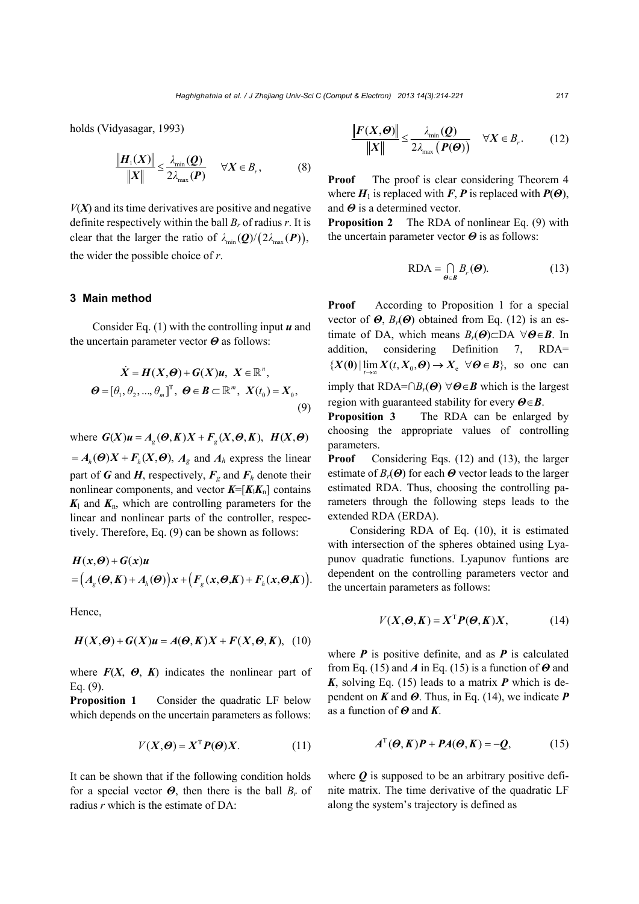holds (Vidyasagar, 1993)

$$\frac{\|\boldsymbol{H}_1(\boldsymbol{X})\|}{\|\boldsymbol{X}\|} \leq \frac{\lambda_{\min}(\boldsymbol{Q})}{2\lambda_{\max}(\boldsymbol{P})} \quad \forall \boldsymbol{X} \in B_r, \tag{8}$$

$V(\boldsymbol{X})$ and its time derivatives are positive and negative definite respectively within the ball $B_r$ of radius $r$. It is clear that the larger the ratio of $\lambda_{\min}(\boldsymbol{Q})/\left(2\lambda_{\max}(\boldsymbol{P})\right)$, the wider the possible choice of $r$.

## 3 Main method

Consider Eq. (1) with the controlling input $\boldsymbol{u}$ and the uncertain parameter vector $\boldsymbol{\Theta}$ as follows:

$$\begin{gathered}\dot{\boldsymbol{X}} = \boldsymbol{H}(\boldsymbol{X},\boldsymbol{\Theta}) + \boldsymbol{G}(\boldsymbol{X})\boldsymbol{u},\ \boldsymbol{X} \in \mathbb{R}^n, \\ \boldsymbol{\Theta} = [\theta_1, \theta_2, ..., \theta_m]^{\mathrm{T}},\ \boldsymbol{\Theta} \in \boldsymbol{B} \subset \mathbb{R}^m,\ \boldsymbol{X}(t_0) = \boldsymbol{X}_0,\end{gathered} \tag{9}$$

where $\boldsymbol{G}(\boldsymbol{X})\boldsymbol{u} = \boldsymbol{A}_g(\boldsymbol{\Theta},\boldsymbol{K})\boldsymbol{X} + \boldsymbol{F}_g(\boldsymbol{X},\boldsymbol{\Theta},\boldsymbol{K})$, $\boldsymbol{H}(\boldsymbol{X},\boldsymbol{\Theta}) = \boldsymbol{A}_h(\boldsymbol{\Theta})\boldsymbol{X} + \boldsymbol{F}_h(\boldsymbol{X},\boldsymbol{\Theta})$, $\boldsymbol{A}_g$ and $\boldsymbol{A}_h$ express the linear part of $\boldsymbol{G}$ and $\boldsymbol{H}$, respectively, $\boldsymbol{F}_g$ and $\boldsymbol{F}_h$ denote their nonlinear components, and vector $\boldsymbol{K}=[\boldsymbol{K}_l\boldsymbol{K}_n]$ contains $\boldsymbol{K}_l$ and $\boldsymbol{K}_n$, which are controlling parameters for the linear and nonlinear parts of the controller, respectively. Therefore, Eq. (9) can be shown as follows:

$$\begin{aligned}&\boldsymbol{H}(\boldsymbol{x},\boldsymbol{\Theta}) + \boldsymbol{G}(\boldsymbol{x})\boldsymbol{u} \\ &= \left(\boldsymbol{A}_g(\boldsymbol{\Theta},\boldsymbol{K}) + \boldsymbol{A}_h(\boldsymbol{\Theta})\right)\boldsymbol{x} + \left(\boldsymbol{F}_g(\boldsymbol{x},\boldsymbol{\Theta},\boldsymbol{K}) + \boldsymbol{F}_h(\boldsymbol{x},\boldsymbol{\Theta},\boldsymbol{K})\right).\end{aligned}$$

Hence,

$$\boldsymbol{H}(\boldsymbol{X},\boldsymbol{\Theta}) + \boldsymbol{G}(\boldsymbol{X})\boldsymbol{u} = \boldsymbol{A}(\boldsymbol{\Theta},\boldsymbol{K})\boldsymbol{X} + \boldsymbol{F}(\boldsymbol{X},\boldsymbol{\Theta},\boldsymbol{K}), \tag{10}$$

where $\boldsymbol{F}(\boldsymbol{X}, \boldsymbol{\Theta}, \boldsymbol{K})$ indicates the nonlinear part of Eq. (9).

**Proposition 1** Consider the quadratic LF below which depends on the uncertain parameters as follows:

$$V(\boldsymbol{X},\boldsymbol{\Theta}) = \boldsymbol{X}^{\mathrm{T}}\boldsymbol{P}(\boldsymbol{\Theta})\boldsymbol{X}. \tag{11}$$

It can be shown that if the following condition holds for a special vector $\boldsymbol{\Theta}$, then there is the ball $B_r$ of radius $r$ which is the estimate of DA:

$$\frac{\|\boldsymbol{F}(\boldsymbol{X},\boldsymbol{\Theta})\|}{\|\boldsymbol{X}\|} \leq \frac{\lambda_{\min}(\boldsymbol{Q})}{2\lambda_{\max}\left(\boldsymbol{P}(\boldsymbol{\Theta})\right)} \quad \forall \boldsymbol{X} \in B_r. \tag{12}$$

**Proof** The proof is clear considering Theorem 4 where $\boldsymbol{H}_1$ is replaced with $\boldsymbol{F}$, $\boldsymbol{P}$ is replaced with $\boldsymbol{P}(\boldsymbol{\Theta})$, and $\boldsymbol{\Theta}$ is a determined vector.

**Proposition 2** The RDA of nonlinear Eq. (9) with the uncertain parameter vector $\boldsymbol{\Theta}$ is as follows:

$$\mathrm{RDA} = \bigcap_{\boldsymbol{\Theta} \in \boldsymbol{B}} B_r(\boldsymbol{\Theta}). \tag{13}$$

**Proof** According to Proposition 1 for a special vector of $\boldsymbol{\Theta}$, $B_r(\boldsymbol{\Theta})$ obtained from Eq. (12) is an estimate of DA, which means $B_r(\boldsymbol{\Theta})\subset$DA $\forall\boldsymbol{\Theta}\in\boldsymbol{B}$. In addition, considering Definition 7, RDA= $\{\boldsymbol{X}(\boldsymbol{0}) \mid \lim_{t\to\infty}\boldsymbol{X}(t,\boldsymbol{X}_0,\boldsymbol{\Theta}) \to \boldsymbol{X}_{\mathrm{e}}\ \forall\boldsymbol{\Theta}\in\boldsymbol{B}\}$, so one can imply that RDA=$\cap B_r(\boldsymbol{\Theta})$ $\forall\boldsymbol{\Theta}\in\boldsymbol{B}$ which is the largest region with guaranteed stability for every $\boldsymbol{\Theta}\in\boldsymbol{B}$.

**Proposition 3** The RDA can be enlarged by choosing the appropriate values of controlling parameters.

**Proof** Considering Eqs. (12) and (13), the larger estimate of $B_r(\boldsymbol{\Theta})$ for each $\boldsymbol{\Theta}$ vector leads to the larger estimated RDA. Thus, choosing the controlling parameters through the following steps leads to the extended RDA (ERDA).

Considering RDA of Eq. (10), it is estimated with intersection of the spheres obtained using Lyapunov quadratic functions. Lyapunov funtions are dependent on the controlling parameters vector and the uncertain parameters as follows:

$$V(\boldsymbol{X},\boldsymbol{\Theta},\boldsymbol{K}) = \boldsymbol{X}^{\mathrm{T}}\boldsymbol{P}(\boldsymbol{\Theta},\boldsymbol{K})\boldsymbol{X}, \tag{14}$$

where $\boldsymbol{P}$ is positive definite, and as $\boldsymbol{P}$ is calculated from Eq. (15) and $\boldsymbol{A}$ in Eq. (15) is a function of $\boldsymbol{\Theta}$ and $\boldsymbol{K}$, solving Eq. (15) leads to a matrix $\boldsymbol{P}$ which is dependent on $\boldsymbol{K}$ and $\boldsymbol{\Theta}$. Thus, in Eq. (14), we indicate $\boldsymbol{P}$ as a function of $\boldsymbol{\Theta}$ and $\boldsymbol{K}$.

$$\boldsymbol{A}^{\mathrm{T}}(\boldsymbol{\Theta},\boldsymbol{K})\boldsymbol{P} + \boldsymbol{P}\boldsymbol{A}(\boldsymbol{\Theta},\boldsymbol{K}) = -\boldsymbol{Q}, \tag{15}$$

where $\boldsymbol{Q}$ is supposed to be an arbitrary positive definite matrix. The time derivative of the quadratic LF along the system's trajectory is defined as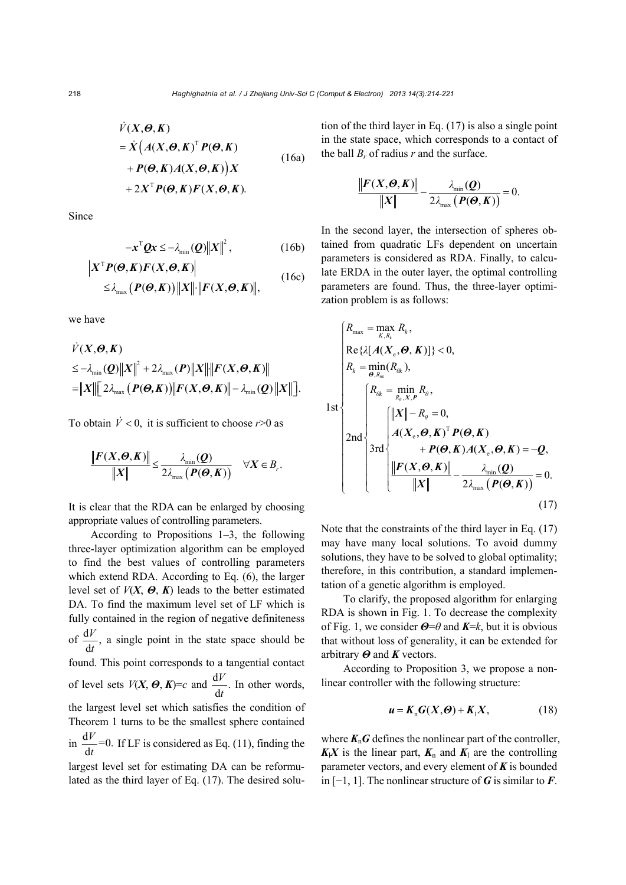$$
\begin{aligned}
&\dot{V}(\boldsymbol{X},\boldsymbol{\Theta},\boldsymbol{K}) \\
&= \dot{\boldsymbol{X}}\left(\boldsymbol{A}(\boldsymbol{X},\boldsymbol{\Theta},\boldsymbol{K})^{\mathrm{T}}\boldsymbol{P}(\boldsymbol{\Theta},\boldsymbol{K})\right. \\
&\quad \left.+\boldsymbol{P}(\boldsymbol{\Theta},\boldsymbol{K})\boldsymbol{A}(\boldsymbol{X},\boldsymbol{\Theta},\boldsymbol{K})\right)\boldsymbol{X} \\
&\quad +2\boldsymbol{X}^{\mathrm{T}}\boldsymbol{P}(\boldsymbol{\Theta},\boldsymbol{K})\boldsymbol{F}(\boldsymbol{X},\boldsymbol{\Theta},\boldsymbol{K}).
\end{aligned}
\tag{16a}
$$

Since

$$
-\boldsymbol{x}^{\mathrm{T}}\boldsymbol{Q}\boldsymbol{x} \le -\lambda_{\min}(\boldsymbol{Q})\|\boldsymbol{X}\|^2, \tag{16b}
$$

$$
\begin{aligned}
&\left|\boldsymbol{X}^{\mathrm{T}}\boldsymbol{P}(\boldsymbol{\Theta},\boldsymbol{K})\boldsymbol{F}(\boldsymbol{X},\boldsymbol{\Theta},\boldsymbol{K})\right| \\
&\quad \le \lambda_{\max}\left(\boldsymbol{P}(\boldsymbol{\Theta},\boldsymbol{K})\right)\|\boldsymbol{X}\|\cdot\|\boldsymbol{F}(\boldsymbol{X},\boldsymbol{\Theta},\boldsymbol{K})\|,
\end{aligned}
\tag{16c}
$$

we have

$$
\begin{aligned}
&\dot{V}(\boldsymbol{X},\boldsymbol{\Theta},\boldsymbol{K}) \\
&\le -\lambda_{\min}(\boldsymbol{Q})\|\boldsymbol{X}\|^2 + 2\lambda_{\max}(\boldsymbol{P})\|\boldsymbol{X}\|\|\boldsymbol{F}(\boldsymbol{X},\boldsymbol{\Theta},\boldsymbol{K})\| \\
&= \|\boldsymbol{X}\|\left[2\lambda_{\max}\left(\boldsymbol{P}(\boldsymbol{\Theta},\boldsymbol{K})\right)\|\boldsymbol{F}(\boldsymbol{X},\boldsymbol{\Theta},\boldsymbol{K})\| - \lambda_{\min}(\boldsymbol{Q})\|\boldsymbol{X}\|\right].
\end{aligned}
$$

To obtain $\dot{V}<0$, it is sufficient to choose $r$>0 as

$$
\frac{\|\boldsymbol{F}(\boldsymbol{X},\boldsymbol{\Theta},\boldsymbol{K})\|}{\|\boldsymbol{X}\|} \le \frac{\lambda_{\min}(\boldsymbol{Q})}{2\lambda_{\max}\left(\boldsymbol{P}(\boldsymbol{\Theta},\boldsymbol{K})\right)} \quad \forall \boldsymbol{X}\in B_r.
$$

It is clear that the RDA can be enlarged by choosing appropriate values of controlling parameters.

According to Propositions 1–3, the following three-layer optimization algorithm can be employed to find the best values of controlling parameters which extend RDA. According to Eq. (6), the larger level set of $V(\boldsymbol{X}, \boldsymbol{\Theta}, \boldsymbol{K})$ leads to the better estimated DA. To find the maximum level set of LF which is fully contained in the region of negative definiteness of $\frac{\mathrm{d}V}{\mathrm{d}t}$, a single point in the state space should be found. This point corresponds to a tangential contact of level sets $V(\boldsymbol{X}, \boldsymbol{\Theta}, \boldsymbol{K})=c$ and $\frac{\mathrm{d}V}{\mathrm{d}t}$. In other words, the largest level set which satisfies the condition of Theorem 1 turns to be the smallest sphere contained in $\frac{\mathrm{d}V}{\mathrm{d}t}=0$. If LF is considered as Eq. (11), finding the largest level set for estimating DA can be reformulated as the third layer of Eq. (17). The desired solution of the third layer in Eq. (17) is also a single point in the state space, which corresponds to a contact of the ball $B_r$ of radius $r$ and the surface.

$$
\frac{\|\boldsymbol{F}(\boldsymbol{X},\boldsymbol{\Theta},\boldsymbol{K})\|}{\|\boldsymbol{X}\|} - \frac{\lambda_{\min}(\boldsymbol{Q})}{2\lambda_{\max}\left(\boldsymbol{P}(\boldsymbol{\Theta},\boldsymbol{K})\right)} = 0.
$$

In the second layer, the intersection of spheres obtained from quadratic LFs dependent on uncertain parameters is considered as RDA. Finally, to calculate ERDA in the outer layer, the optimal controlling parameters are found. Thus, the three-layer optimization problem is as follows:

$$
\text{1st}\begin{cases}
R_{\max} = \max\limits_{K,R_k} R_k, \\
\mathrm{Re}\{\lambda[\boldsymbol{A}(\boldsymbol{X}_{\mathrm{e}},\boldsymbol{\Theta},\boldsymbol{K})]\} < 0, \\
R_k = \min\limits_{\boldsymbol{\Theta},R_{\theta k}}(R_{\theta k}), \\
\text{2nd}\begin{cases}
R_{\theta k} = \min\limits_{R_\theta,\boldsymbol{X},\boldsymbol{P}} R_\theta, \\
\text{3rd}\begin{cases}
\|\boldsymbol{X}\| - R_\theta = 0, \\
\boldsymbol{A}(\boldsymbol{X}_{\mathrm{e}},\boldsymbol{\Theta},\boldsymbol{K})^{\mathrm{T}}\boldsymbol{P}(\boldsymbol{\Theta},\boldsymbol{K}) \\
\quad + \boldsymbol{P}(\boldsymbol{\Theta},\boldsymbol{K})\boldsymbol{A}(\boldsymbol{X}_{\mathrm{e}},\boldsymbol{\Theta},\boldsymbol{K}) = -\boldsymbol{Q}, \\
\dfrac{\|\boldsymbol{F}(\boldsymbol{X},\boldsymbol{\Theta},\boldsymbol{K})\|}{\|\boldsymbol{X}\|} - \dfrac{\lambda_{\min}(\boldsymbol{Q})}{2\lambda_{\max}\left(\boldsymbol{P}(\boldsymbol{\Theta},\boldsymbol{K})\right)} = 0.
\end{cases}
\end{cases}
\end{cases}
\tag{17}
$$

Note that the constraints of the third layer in Eq. (17) may have many local solutions. To avoid dummy solutions, they have to be solved to global optimality; therefore, in this contribution, a standard implementation of a genetic algorithm is employed.

To clarify, the proposed algorithm for enlarging RDA is shown in Fig. 1. To decrease the complexity of Fig. 1, we consider $\boldsymbol{\Theta}=\theta$ and $\boldsymbol{K}=k$, but it is obvious that without loss of generality, it can be extended for arbitrary $\boldsymbol{\Theta}$ and $\boldsymbol{K}$ vectors.

According to Proposition 3, we propose a nonlinear controller with the following structure:

$$
\boldsymbol{u} = \boldsymbol{K}_{\mathrm{n}}\boldsymbol{G}(\boldsymbol{X},\boldsymbol{\Theta}) + \boldsymbol{K}_{\mathrm{l}}\boldsymbol{X}, \tag{18}
$$

where $\boldsymbol{K}_{\mathrm{n}}\boldsymbol{G}$ defines the nonlinear part of the controller, $\boldsymbol{K}_{\mathrm{l}}\boldsymbol{X}$ is the linear part, $\boldsymbol{K}_{\mathrm{n}}$ and $\boldsymbol{K}_{\mathrm{l}}$ are the controlling parameter vectors, and every element of $\boldsymbol{K}$ is bounded in [−1, 1]. The nonlinear structure of $\boldsymbol{G}$ is similar to $\boldsymbol{F}$.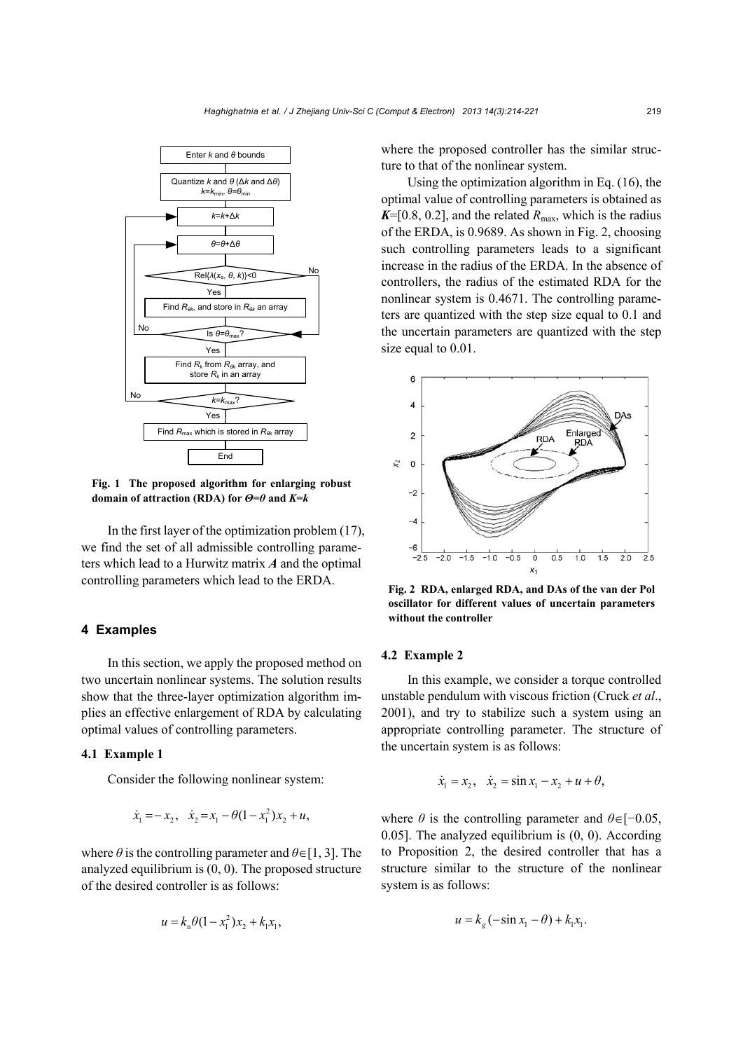Fig. 1 The proposed algorithm for enlarging robust domain of attraction (RDA) for $\Theta=\theta$ and $K=k$

In the first layer of the optimization problem (17), we find the set of all admissible controlling parameters which lead to a Hurwitz matrix $\boldsymbol{A}$ and the optimal controlling parameters which lead to the ERDA.

## 4 Examples

In this section, we apply the proposed method on two uncertain nonlinear systems. The solution results show that the three-layer optimization algorithm implies an effective enlargement of RDA by calculating optimal values of controlling parameters.

### 4.1 Example 1

Consider the following nonlinear system:

$$\dot{x}_1 = -x_2, \quad \dot{x}_2 = x_1 - \theta(1-x_1^2)x_2 + u,$$

where $\theta$ is the controlling parameter and $\theta\in[1, 3]$. The analyzed equilibrium is (0, 0). The proposed structure of the desired controller is as follows:

$$u = k_{\rm n}\theta(1-x_1^2)x_2 + k_1 x_1,$$

where the proposed controller has the similar structure to that of the nonlinear system.

Using the optimization algorithm in Eq. (16), the optimal value of controlling parameters is obtained as $\boldsymbol{K}$=[0.8, 0.2], and the related $R_{\max}$, which is the radius of the ERDA, is 0.9689. As shown in Fig. 2, choosing such controlling parameters leads to a significant increase in the radius of the ERDA. In the absence of controllers, the radius of the estimated RDA for the nonlinear system is 0.4671. The controlling parameters are quantized with the step size equal to 0.1 and the uncertain parameters are quantized with the step size equal to 0.01.

Fig. 2 RDA, enlarged RDA, and DAs of the van der Pol oscillator for different values of uncertain parameters without the controller

### 4.2 Example 2

In this example, we consider a torque controlled unstable pendulum with viscous friction (Cruck *et al*., 2001), and try to stabilize such a system using an appropriate controlling parameter. The structure of the uncertain system is as follows:

$$\dot{x}_1 = x_2, \quad \dot{x}_2 = \sin x_1 - x_2 + u + \theta,$$

where $\theta$ is the controlling parameter and $\theta\in[-0.05, 0.05]$. The analyzed equilibrium is (0, 0). According to Proposition 2, the desired controller that has a structure similar to the structure of the nonlinear system is as follows:

$$u = k_g(-\sin x_1 - \theta) + k_1 x_1.$$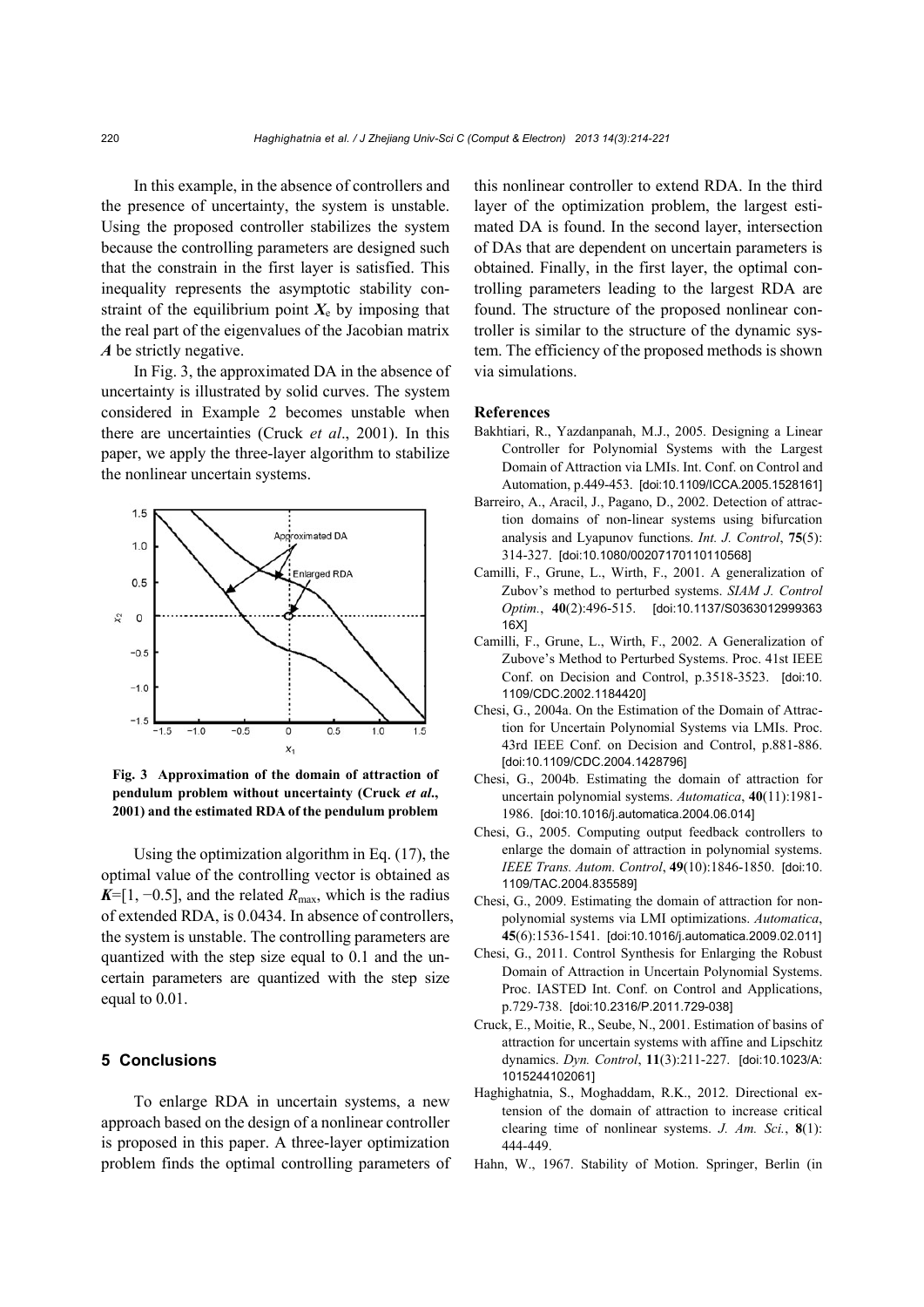In this example, in the absence of controllers and the presence of uncertainty, the system is unstable. Using the proposed controller stabilizes the system because the controlling parameters are designed such that the constrain in the first layer is satisfied. This inequality represents the asymptotic stability constraint of the equilibrium point $\boldsymbol{X}_e$ by imposing that the real part of the eigenvalues of the Jacobian matrix $\boldsymbol{A}$ be strictly negative.

In Fig. 3, the approximated DA in the absence of uncertainty is illustrated by solid curves. The system considered in Example 2 becomes unstable when there are uncertainties (Cruck *et al*., 2001). In this paper, we apply the three-layer algorithm to stabilize the nonlinear uncertain systems.

**Fig. 3 Approximation of the domain of attraction of pendulum problem without uncertainty (Cruck *et al*., 2001) and the estimated RDA of the pendulum problem**

Using the optimization algorithm in Eq. (17), the optimal value of the controlling vector is obtained as $\boldsymbol{K}=[1, -0.5]$, and the related $R_{\max}$, which is the radius of extended RDA, is 0.0434. In absence of controllers, the system is unstable. The controlling parameters are quantized with the step size equal to 0.1 and the uncertain parameters are quantized with the step size equal to 0.01.

## 5 Conclusions

To enlarge RDA in uncertain systems, a new approach based on the design of a nonlinear controller is proposed in this paper. A three-layer optimization problem finds the optimal controlling parameters of this nonlinear controller to extend RDA. In the third layer of the optimization problem, the largest estimated DA is found. In the second layer, intersection of DAs that are dependent on uncertain parameters is obtained. Finally, in the first layer, the optimal controlling parameters leading to the largest RDA are found. The structure of the proposed nonlinear controller is similar to the structure of the dynamic system. The efficiency of the proposed methods is shown via simulations.

## References

Bakhtiari, R., Yazdanpanah, M.J., 2005. Designing a Linear Controller for Polynomial Systems with the Largest Domain of Attraction via LMIs. Int. Conf. on Control and Automation, p.449-453. [doi:10.1109/ICCA.2005.1528161]

Barreiro, A., Aracil, J., Pagano, D., 2002. Detection of attraction domains of non-linear systems using bifurcation analysis and Lyapunov functions. *Int. J. Control*, **75**(5): 314-327. [doi:10.1080/00207170110110568]

Camilli, F., Grune, L., Wirth, F., 2001. A generalization of Zubov's method to perturbed systems. *SIAM J. Control Optim.*, **40**(2):496-515. [doi:10.1137/S036301299936316X]

Camilli, F., Grune, L., Wirth, F., 2002. A Generalization of Zubove's Method to Perturbed Systems. Proc. 41st IEEE Conf. on Decision and Control, p.3518-3523. [doi:10.1109/CDC.2002.1184420]

Chesi, G., 2004a. On the Estimation of the Domain of Attraction for Uncertain Polynomial Systems via LMIs. Proc. 43rd IEEE Conf. on Decision and Control, p.881-886. [doi:10.1109/CDC.2004.1428796]

Chesi, G., 2004b. Estimating the domain of attraction for uncertain polynomial systems. *Automatica*, **40**(11):1981-1986. [doi:10.1016/j.automatica.2004.06.014]

Chesi, G., 2005. Computing output feedback controllers to enlarge the domain of attraction in polynomial systems. *IEEE Trans. Autom. Control*, **49**(10):1846-1850. [doi:10.1109/TAC.2004.835589]

Chesi, G., 2009. Estimating the domain of attraction for non-polynomial systems via LMI optimizations. *Automatica*, **45**(6):1536-1541. [doi:10.1016/j.automatica.2009.02.011]

Chesi, G., 2011. Control Synthesis for Enlarging the Robust Domain of Attraction in Uncertain Polynomial Systems. Proc. IASTED Int. Conf. on Control and Applications, p.729-738. [doi:10.2316/P.2011.729-038]

Cruck, E., Moitie, R., Seube, N., 2001. Estimation of basins of attraction for uncertain systems with affine and Lipschitz dynamics. *Dyn. Control*, **11**(3):211-227. [doi:10.1023/A:1015244102061]

Haghighatnia, S., Moghaddam, R.K., 2012. Directional extension of the domain of attraction to increase critical clearing time of nonlinear systems. *J. Am. Sci.*, **8**(1): 444-449.

Hahn, W., 1967. Stability of Motion. Springer, Berlin (in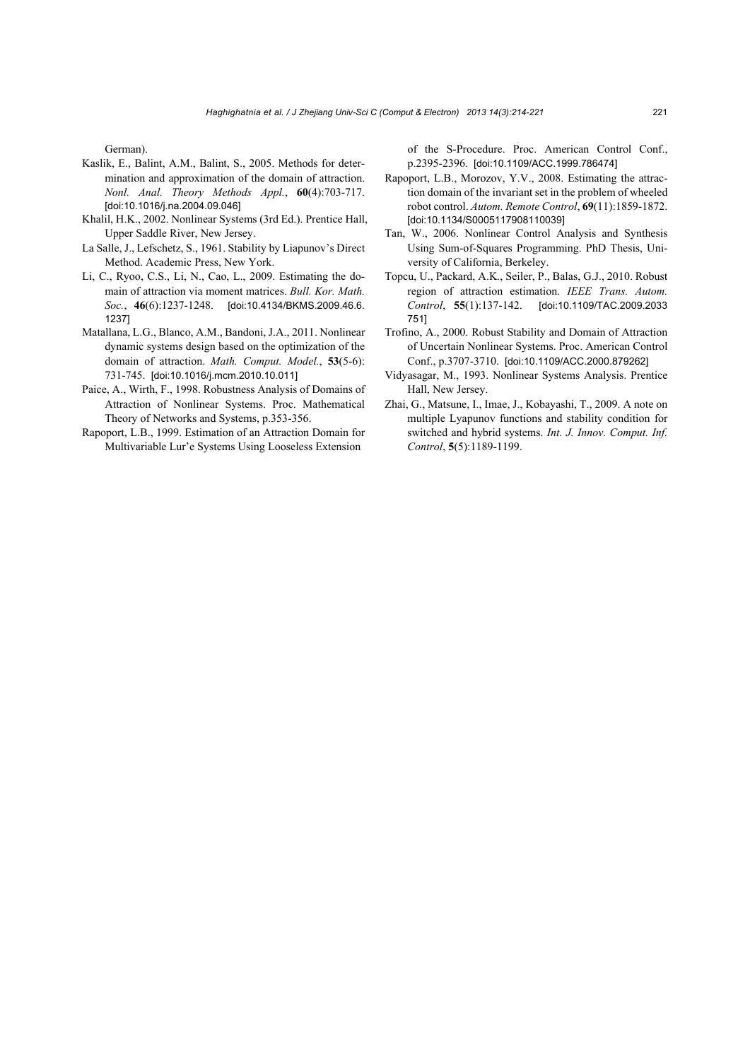German).

Kaslik, E., Balint, A.M., Balint, S., 2005. Methods for determination and approximation of the domain of attraction. *Nonl. Anal. Theory Methods Appl.*, **60**(4):703-717. [doi:10.1016/j.na.2004.09.046]

Khalil, H.K., 2002. Nonlinear Systems (3rd Ed.). Prentice Hall, Upper Saddle River, New Jersey.

La Salle, J., Lefschetz, S., 1961. Stability by Liapunov's Direct Method. Academic Press, New York.

Li, C., Ryoo, C.S., Li, N., Cao, L., 2009. Estimating the domain of attraction via moment matrices. *Bull. Kor. Math. Soc.*, **46**(6):1237-1248. [doi:10.4134/BKMS.2009.46.6.1237]

Matallana, L.G., Blanco, A.M., Bandoni, J.A., 2011. Nonlinear dynamic systems design based on the optimization of the domain of attraction. *Math. Comput. Model.*, **53**(5-6):731-745. [doi:10.1016/j.mcm.2010.10.011]

Paice, A., Wirth, F., 1998. Robustness Analysis of Domains of Attraction of Nonlinear Systems. Proc. Mathematical Theory of Networks and Systems, p.353-356.

Rapoport, L.B., 1999. Estimation of an Attraction Domain for Multivariable Lur'e Systems Using Looseless Extension of the S-Procedure. Proc. American Control Conf., p.2395-2396. [doi:10.1109/ACC.1999.786474]

Rapoport, L.B., Morozov, Y.V., 2008. Estimating the attraction domain of the invariant set in the problem of wheeled robot control. *Autom. Remote Control*, **69**(11):1859-1872. [doi:10.1134/S0005117908110039]

Tan, W., 2006. Nonlinear Control Analysis and Synthesis Using Sum-of-Squares Programming. PhD Thesis, University of California, Berkeley.

Topcu, U., Packard, A.K., Seiler, P., Balas, G.J., 2010. Robust region of attraction estimation. *IEEE Trans. Autom. Control*, **55**(1):137-142. [doi:10.1109/TAC.2009.2033751]

Trofino, A., 2000. Robust Stability and Domain of Attraction of Uncertain Nonlinear Systems. Proc. American Control Conf., p.3707-3710. [doi:10.1109/ACC.2000.879262]

Vidyasagar, M., 1993. Nonlinear Systems Analysis. Prentice Hall, New Jersey.

Zhai, G., Matsune, I., Imae, J., Kobayashi, T., 2009. A note on multiple Lyapunov functions and stability condition for switched and hybrid systems. *Int. J. Innov. Comput. Inf. Control*, **5**(5):1189-1199.